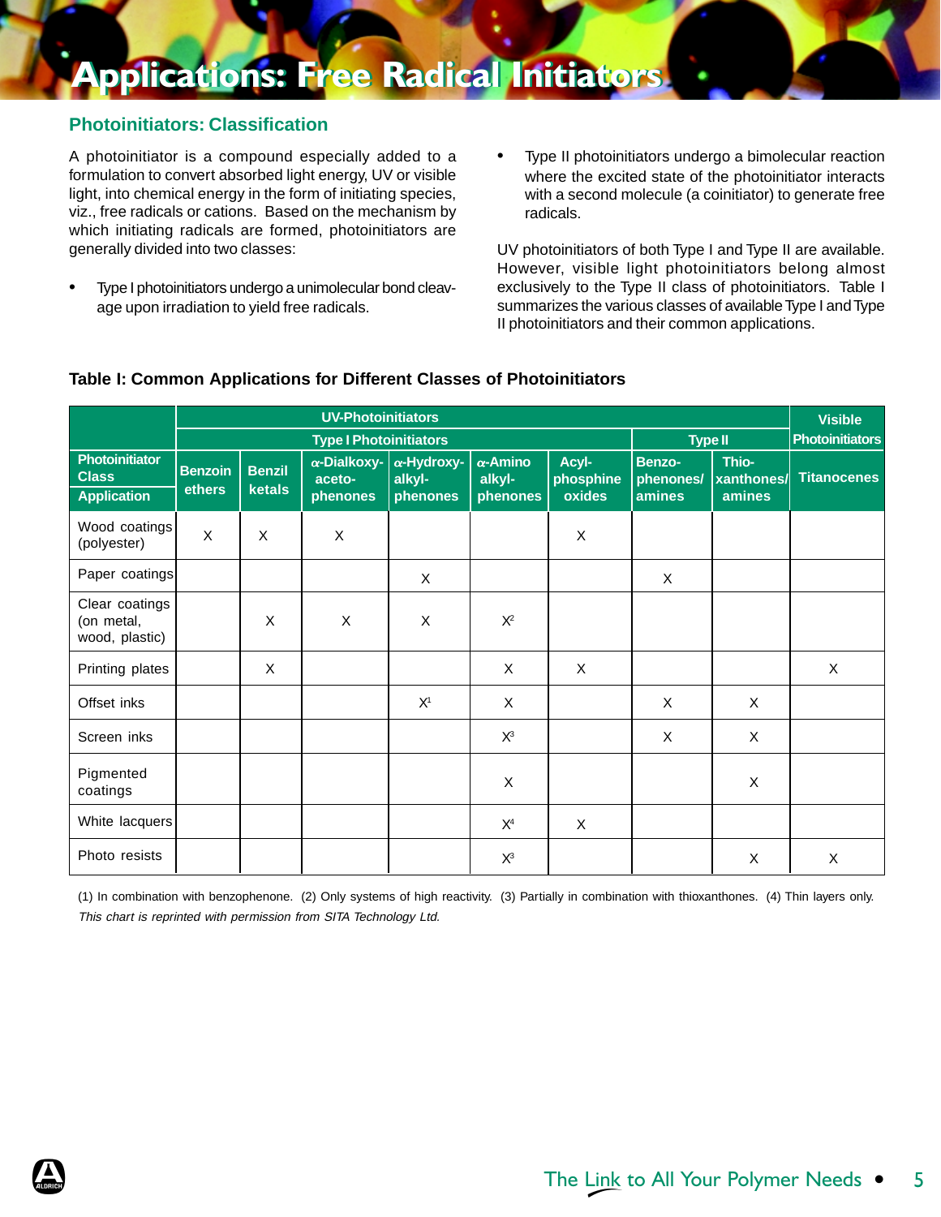# Applications: Free Radical Initiators

## Photoinitiators: Classification

A photoinitiator is a compound especially added to a formulation to convert absorbed light energy, UV or visible light, into chemical energy in the form of initiating species, viz., free radicals or cations. Based on the mechanism by which initiating radicals are formed, photoinitiators are generally divided into two classes:

- Type I photoinitiators undergo a unimolecular bond cleavage upon irradiation to yield free radicals.
- Type II photoinitiators undergo a bimolecular reaction where the excited state of the photoinitiator interacts with a second molecule (a coinitiator) to generate free radicals.

UV photoinitiators of both Type I and Type II are available. However, visible light photoinitiators belong almost exclusively to the Type II class of photoinitiators. Table I summarizes the various classes of available Type I and Type II photoinitiators and their common applications.

**Table I: Common Applications for Different Classes of Photoinitiators**

| | UV-Photoinitiators | | | | | | | | Visible Photoinitiators |
|---|---|---|---|---|---|---|---|---|---|
| | Type I Photoinitiators | | | | | | Type II | | |
| Photoinitiator Class / Application | Benzoin ethers | Benzil ketals | α-Dialkoxy-aceto-phenones | α-Hydroxy-alkyl-phenones | α-Amino alkyl-phenones | Acyl-phosphine oxides | Benzo-phenones/ amines | Thio-xanthones/ amines | Titanocenes |
| Wood coatings (polyester) | X | X | X | | | X | | | |
| Paper coatings | | | | X | | | X | | |
| Clear coatings (on metal, wood, plastic) | | X | X | X | X[2] | | | | |
| Printing plates | | X | | | X | X | | | X |
| Offset inks | | | | X[1] | X | | X | X | |
| Screen inks | | | | | X[3] | | X | X | |
| Pigmented coatings | | | | | X | | | X | |
| White lacquers | | | | | X[4] | X | | | |
| Photo resists | | | | | X[3] | | | X | X |

(1) In combination with benzophenone. (2) Only systems of high reactivity. (3) Partially in combination with thioxanthones. (4) Thin layers only.

*This chart is reprinted with permission from SITA Technology Ltd.*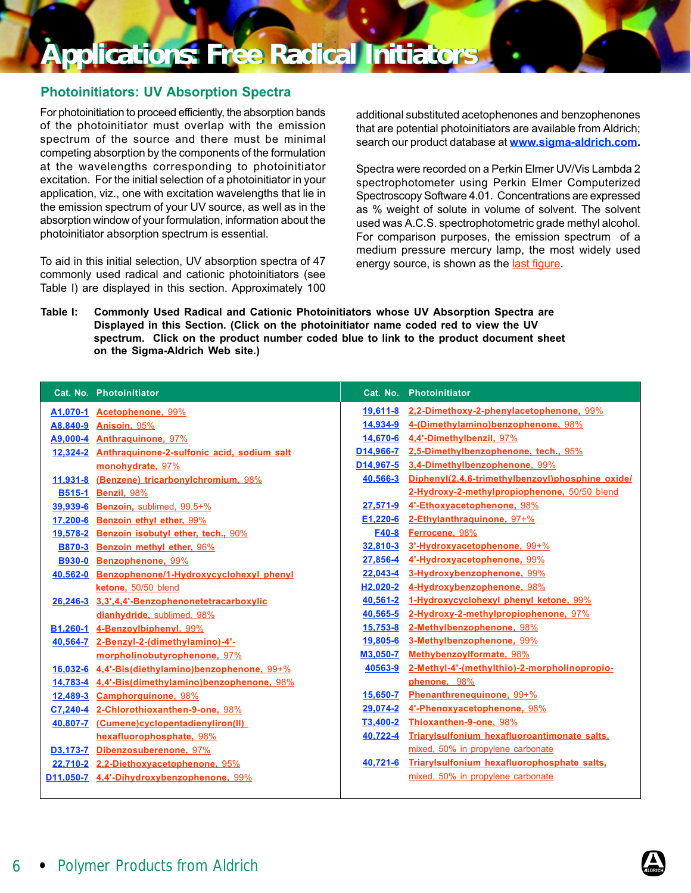# Applications: Free Radical Initiators

## Photoinitiators: UV Absorption Spectra

For photoinitiation to proceed efficiently, the absorption bands of the photoinitiator must overlap with the emission spectrum of the source and there must be minimal competing absorption by the components of the formulation at the wavelengths corresponding to photoinitiator excitation. For the initial selection of a photoinitiator in your application, viz., one with excitation wavelengths that lie in the emission spectrum of your UV source, as well as in the absorption window of your formulation, information about the photoinitiator absorption spectrum is essential.

To aid in this initial selection, UV absorption spectra of 47 commonly used radical and cationic photoinitiators (see Table I) are displayed in this section. Approximately 100 additional substituted acetophenones and benzophenones that are potential photoinitiators are available from Aldrich; search our product database at **www.sigma-aldrich.com**.

Spectra were recorded on a Perkin Elmer UV/Vis Lambda 2 spectrophotometer using Perkin Elmer Computerized Spectroscopy Software 4.01. Concentrations are expressed as % weight of solute in volume of solvent. The solvent used was A.C.S. spectrophotometric grade methyl alcohol. For comparison purposes, the emission spectrum of a medium pressure mercury lamp, the most widely used energy source, is shown as the last figure.

**Table I: Commonly Used Radical and Cationic Photoinitiators whose UV Absorption Spectra are Displayed in this Section. (Click on the photoinitiator name coded red to view the UV spectrum. Click on the product number coded blue to link to the product document sheet on the Sigma-Aldrich Web site.)**

| Cat. No. | Photoinitiator | Cat. No. | Photoinitiator |
|---|---|---|---|
| A1,070-1 | **Acetophenone,** 99% | 19,611-8 | **2,2-Dimethoxy-2-phenylacetophenone,** 99% |
| A8,840-9 | **Anisoin,** 95% | 14,934-9 | **4-(Dimethylamino)benzophenone,** 98% |
| A9,000-4 | **Anthraquinone,** 97% | 14,670-6 | **4,4'-Dimethylbenzil,** 97% |
| 12,324-2 | **Anthraquinone-2-sulfonic acid, sodium salt monohydrate,** 97% | D14,966-7 | **2,5-Dimethylbenzophenone, tech.,** 95% |
| 11,931-8 | **(Benzene) tricarbonylchromium,** 98% | D14,967-5 | **3,4-Dimethylbenzophenone,** 99% |
| B515-1 | **Benzil,** 98% | 40,566-3 | **Diphenyl(2,4,6-trimethylbenzoyl)phosphine oxide/ 2-Hydroxy-2-methylpropiophenone,** 50/50 blend |
| 39,939-6 | **Benzoin,** sublimed, 99.5+% | 27,571-9 | **4'-Ethoxyacetophenone,** 98% |
| 17,200-6 | **Benzoin ethyl ether,** 99% | E1,220-6 | **2-Ethylanthraquinone,** 97+% |
| 19,578-2 | **Benzoin isobutyl ether, tech.,** 90% | F40-8 | **Ferrocene,** 98% |
| B870-3 | **Benzoin methyl ether,** 96% | 32,810-3 | **3'-Hydroxyacetophenone,** 99+% |
| B930-0 | **Benzophenone,** 99% | 27,856-4 | **4'-Hydroxyacetophenone,** 99% |
| 40,562-0 | **Benzophenone/1-Hydroxycyclohexyl phenyl ketone,** 50/50 blend | 22,043-4 | **3-Hydroxybenzophenone,** 99% |
| 26,246-3 | **3,3',4,4'-Benzophenonetetracarboxylic dianhydride,** sublimed, 98% | H2,020-2 | **4-Hydroxybenzophenone,** 98% |
| B1,260-1 | **4-Benzoylbiphenyl,** 99% | 40,561-2 | **1-Hydroxycyclohexyl phenyl ketone,** 99% |
| 40,564-7 | **2-Benzyl-2-(dimethylamino)-4'-morpholinobutyrophenone,** 97% | 40,565-5 | **2-Hydroxy-2-methylpropiophenone,** 97% |
| 16,032-6 | **4,4'-Bis(diethylamino)benzophenone,** 99+% | 15,753-8 | **2-Methylbenzophenone,** 98% |
| 14,783-4 | **4,4'-Bis(dimethylamino)benzophenone,** 98% | 19,805-6 | **3-Methylbenzophenone,** 99% |
| 12,489-3 | **Camphorquinone,** 98% | M3,050-7 | **Methylbenzoylformate,** 98% |
| C7,240-4 | **2-Chlorothioxanthen-9-one,** 98% | 40563-9 | **2-Methyl-4'-(methylthio)-2-morpholinopropiophenone,** 98% |
| 40,807-7 | **(Cumene)cyclopentadienyliron(II) hexafluorophosphate,** 98% | 15,650-7 | **Phenanthrenequinone,** 99+% |
| D3,173-7 | **Dibenzosuberenone,** 97% | 29,074-2 | **4'-Phenoxyacetophenone,** 98% |
| 22,710-2 | **2,2-Diethoxyacetophenone,** 95% | T3,400-2 | **Thioxanthen-9-one,** 98% |
| D11,050-7 | **4,4'-Dihydroxybenzophenone,** 99% | 40,722-4 | **Triarylsulfonium hexafluoroantimonate salts,** mixed, 50% in propylene carbonate |
| | | 40,721-6 | **Triarylsulfonium hexafluorophosphate salts,** mixed, 50% in propylene carbonate |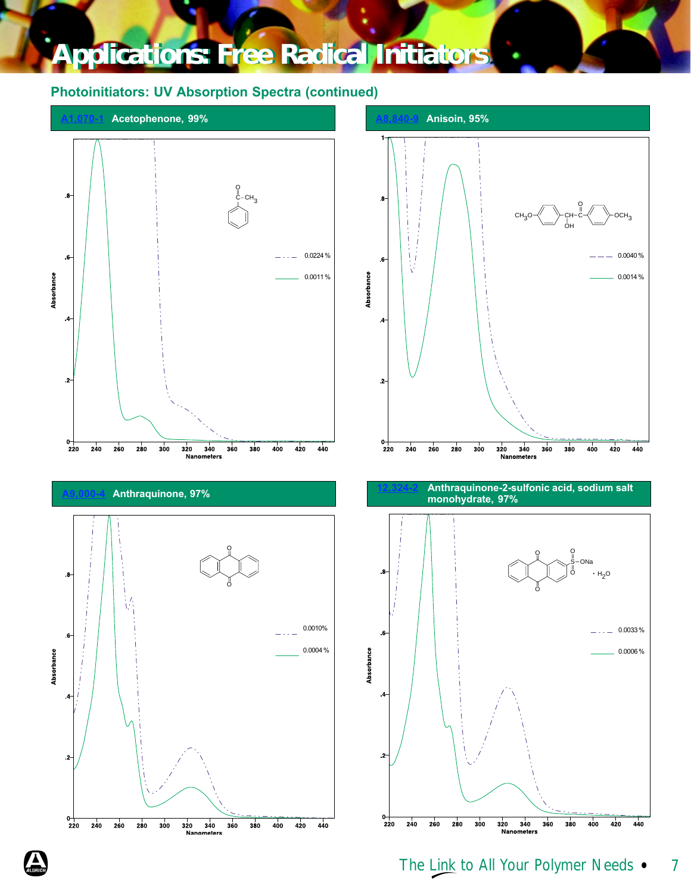# Applications: Free Radical Initiators

## Photoinitiators: UV Absorption Spectra (continued)

### A1,070-1 Acetophenone, 99%

Legend: 0.0224 % (dash-dot); 0.0011 % (solid)

Absorbance vs. Nanometers (220–440)

### A8,840-9 Anisoin, 95%

Legend: 0.0040 % (dashed); 0.0014 % (solid)

Absorbance vs. Nanometers (220–440)

### A9,000-4 Anthraquinone, 97%

Legend: 0.0010% (dash-dot); 0.0004 % (solid)

Absorbance vs. Nanometers (220–440)

### 12,324-2 Anthraquinone-2-sulfonic acid, sodium salt monohydrate, 97%

Legend: 0.0033 % (dash-dot); 0.0006 % (solid)

Absorbance vs. Nanometers (220–440)

The Link to All Your Polymer Needs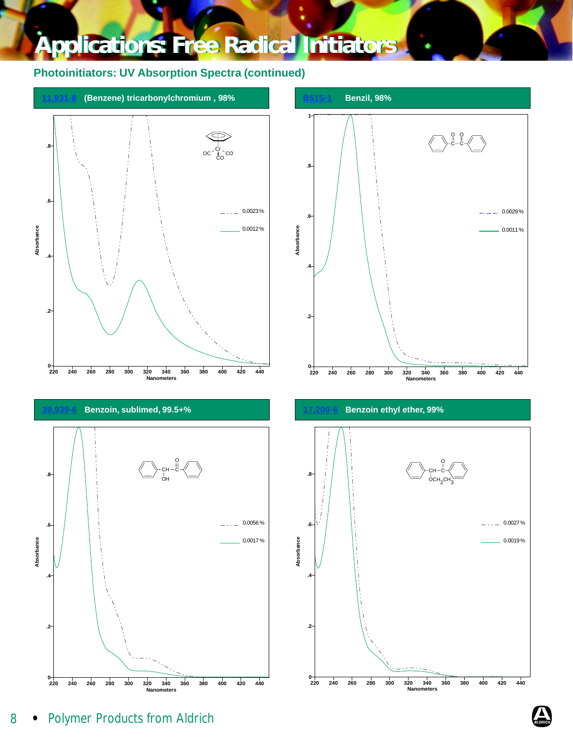# Applications: Free Radical Initiators

## Photoinitiators: UV Absorption Spectra (continued)

### 11,931-8 (Benzene) tricarbonylchromium, 98%

Absorbance vs. Nanometers (220–440)

- 0.0023%
- 0.0012%

### B515-1 Benzil, 98%

Absorbance vs. Nanometers (220–440)

- 0.0029%
- 0.0011%

### 39,939-6 Benzoin, sublimed, 99.5+%

Absorbance vs. Nanometers (220–440)

- 0.0056%
- 0.0017%

### 17,200-6 Benzoin ethyl ether, 99%

Absorbance vs. Nanometers (220–440)

- 0.0027%
- 0.0019%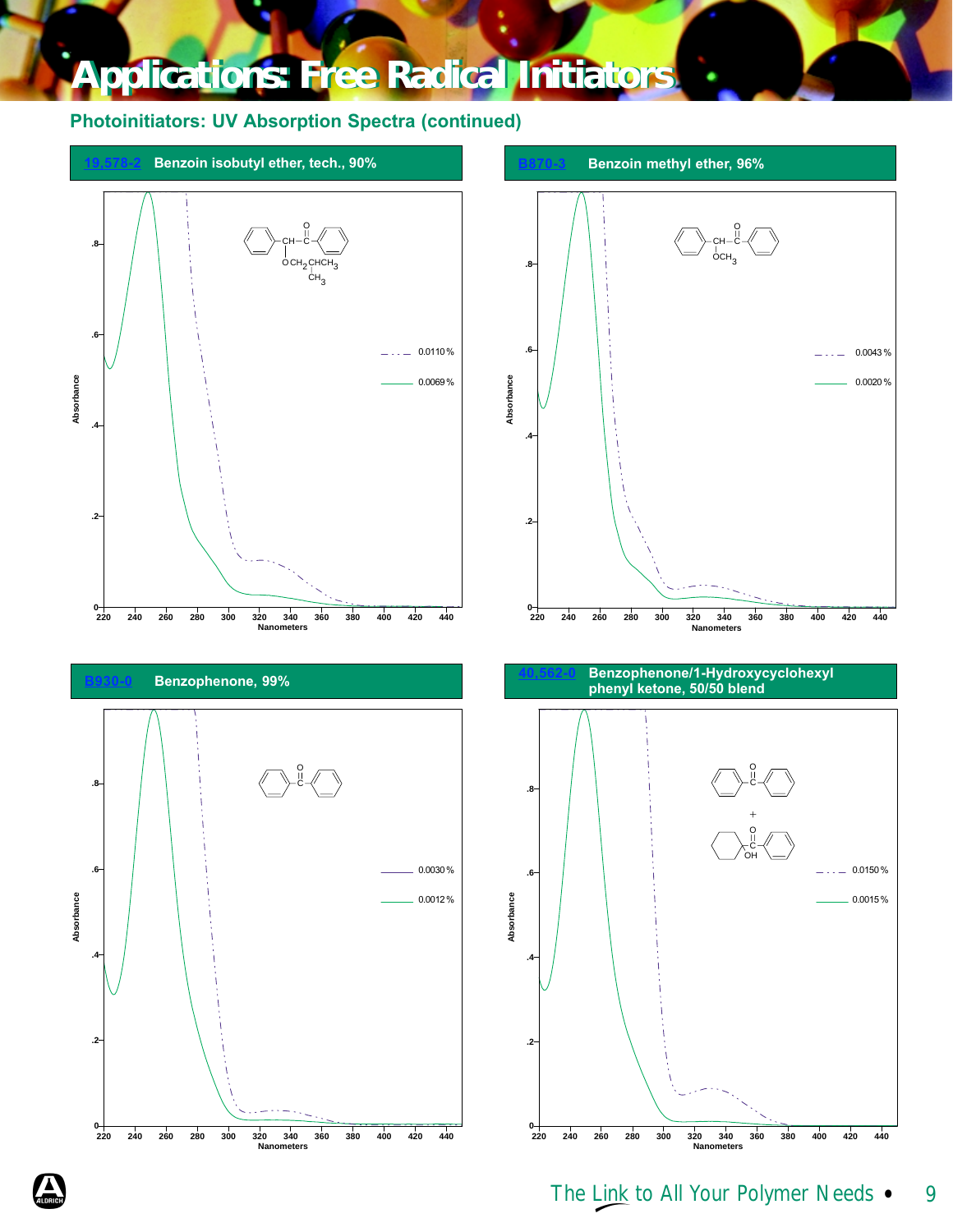# Applications: Free Radical Initiators

## Photoinitiators: UV Absorption Spectra (continued)

### 19,578-2 Benzoin isobutyl ether, tech., 90%

Absorbance vs. Nanometers (220–440)

Legend:
- 0.0110 %
- 0.0069 %

### B870-3 Benzoin methyl ether, 96%

Absorbance vs. Nanometers (220–440)

Legend:
- 0.0043 %
- 0.0020 %

### B930-0 Benzophenone, 99%

Absorbance vs. Nanometers (220–440)

Legend:
- 0.0030 %
- 0.0012 %

### 40,562-0 Benzophenone/1-Hydroxycyclohexyl phenyl ketone, 50/50 blend

Absorbance vs. Nanometers (220–440)

Legend:
- 0.0150 %
- 0.0015 %

The Link to All Your Polymer Needs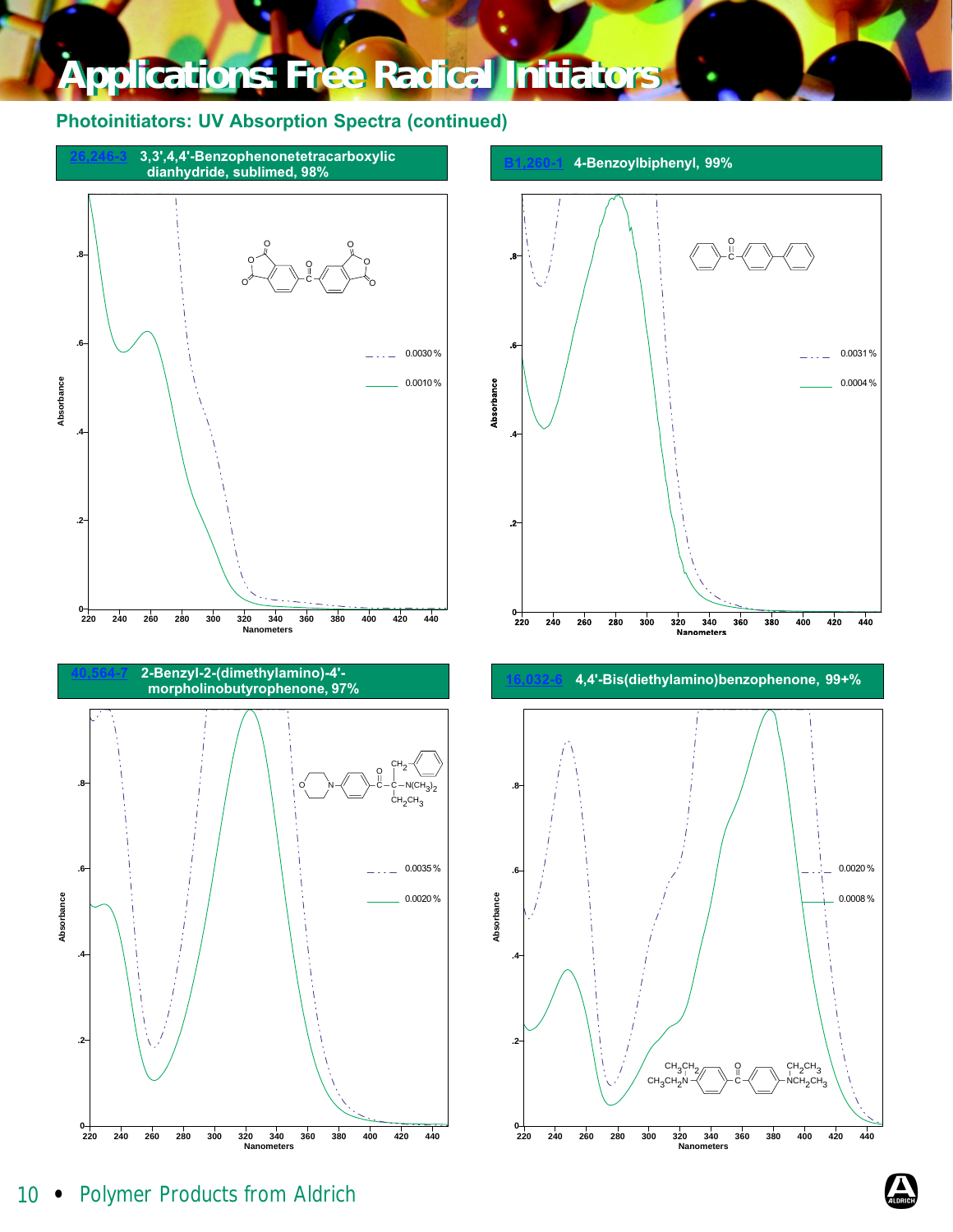# Applications: Free Radical Initiators

## Photoinitiators: UV Absorption Spectra (continued)

### 26,246-3 3,3',4,4'-Benzophenonetetracarboxylic dianhydride, sublimed, 98%

Absorbance vs. Nanometers (220–440)

- - - - 0.0030 %
—— 0.0010 %

### B1,260-1 4-Benzoylbiphenyl, 99%

Absorbance vs. Nanometers (220–440)

- - - - 0.0031 %
—— 0.0004 %

### 40,564-7 2-Benzyl-2-(dimethylamino)-4'-morpholinobutyrophenone, 97%

Absorbance vs. Nanometers (220–440)

- - - - 0.0035 %
—— 0.0020 %

### 16,032-6 4,4'-Bis(diethylamino)benzophenone, 99+%

Absorbance vs. Nanometers (220–440)

- - - - 0.0020 %
—— 0.0008 %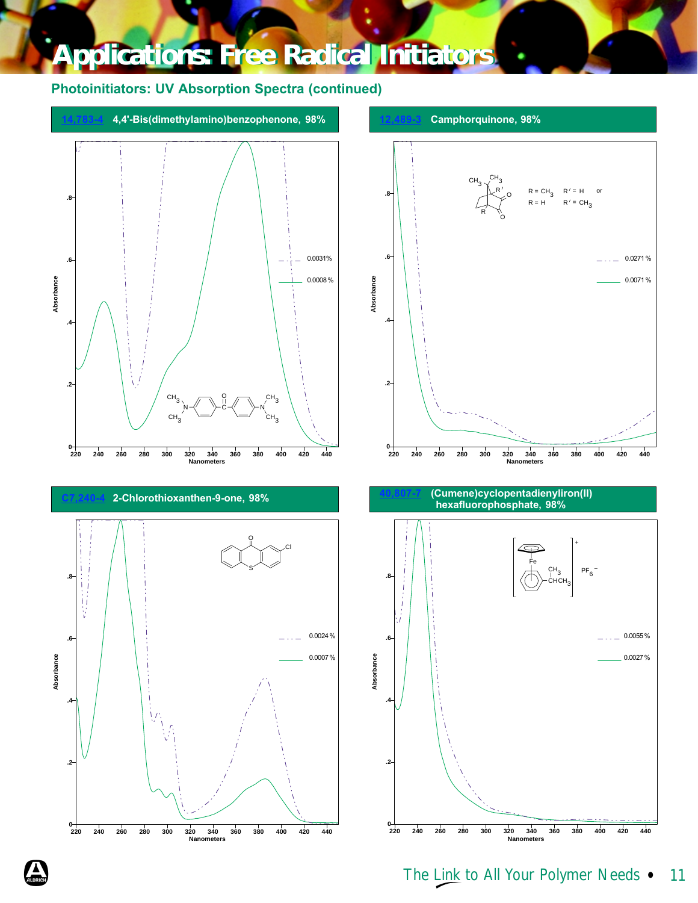# Applications: Free Radical Initiators

## Photoinitiators: UV Absorption Spectra (continued)

### 14,783-4 4,4'-Bis(dimethylamino)benzophenone, 98%

Absorbance vs. Nanometers (220–440)

- – · – 0.0031%
- —— 0.0008%

### 12,489-3 Camphorquinone, 98%

Absorbance vs. Nanometers (220–440)

R = $CH_3$ R′ = H or
R = H R′ = $CH_3$

- – · · – 0.0271%
- —— 0.0071%

### C7,240-4 2-Chlorothioxanthen-9-one, 98%

Absorbance vs. Nanometers (220–440)

- – · · – 0.0024%
- —— 0.0007%

### 40,807-7 (Cumene)cyclopentadienyliron(II) hexafluorophosphate, 98%

Absorbance vs. Nanometers (220–440)

- – · · – 0.0055%
- —— 0.0027%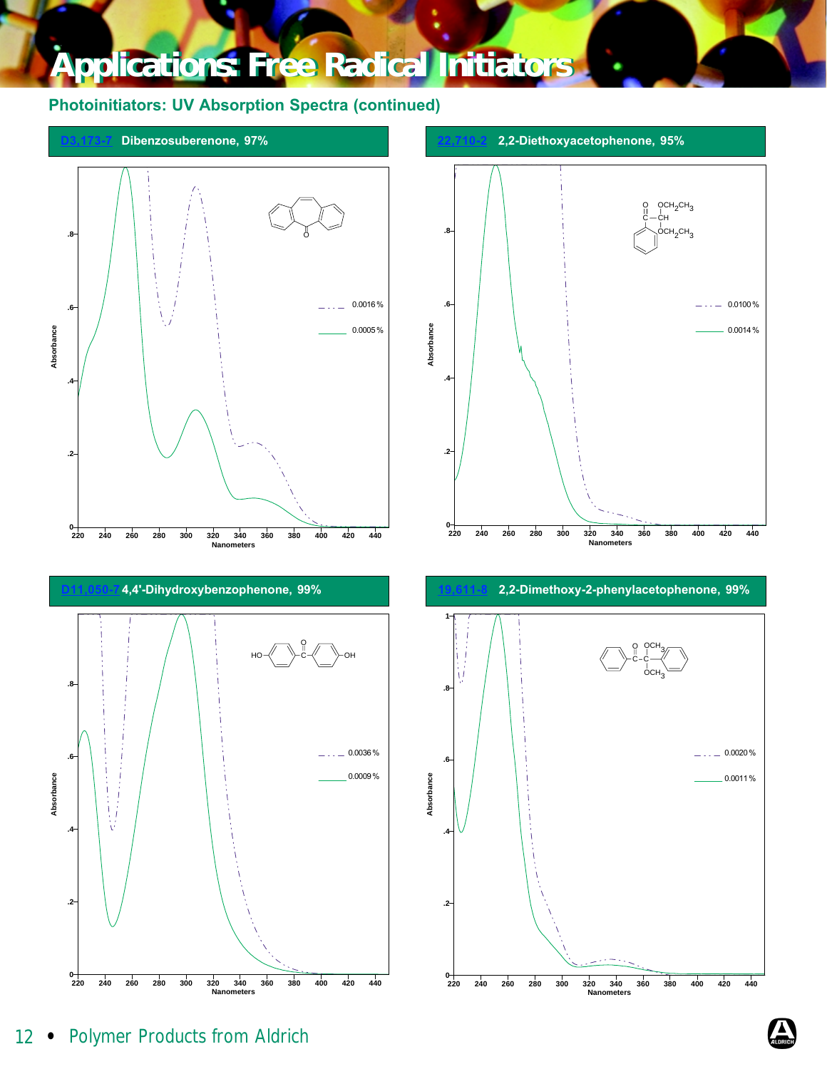# Applications: Free Radical Initiators

## Photoinitiators: UV Absorption Spectra (continued)

### D3,173-7 Dibenzosuberenone, 97%

Absorbance

Nanometers

0.0016 %

0.0005 %

### 22,710-2 2,2-Diethoxyacetophenone, 95%

Absorbance

Nanometers

0.0100 %

0.0014 %

### D11,050-7 4,4'-Dihydroxybenzophenone, 99%

Absorbance

Nanometers

0.0036 %

0.0009 %

### 19,611-8 2,2-Dimethoxy-2-phenylacetophenone, 99%

Absorbance

Nanometers

0.0020 %

0.0011 %

Polymer Products from Aldrich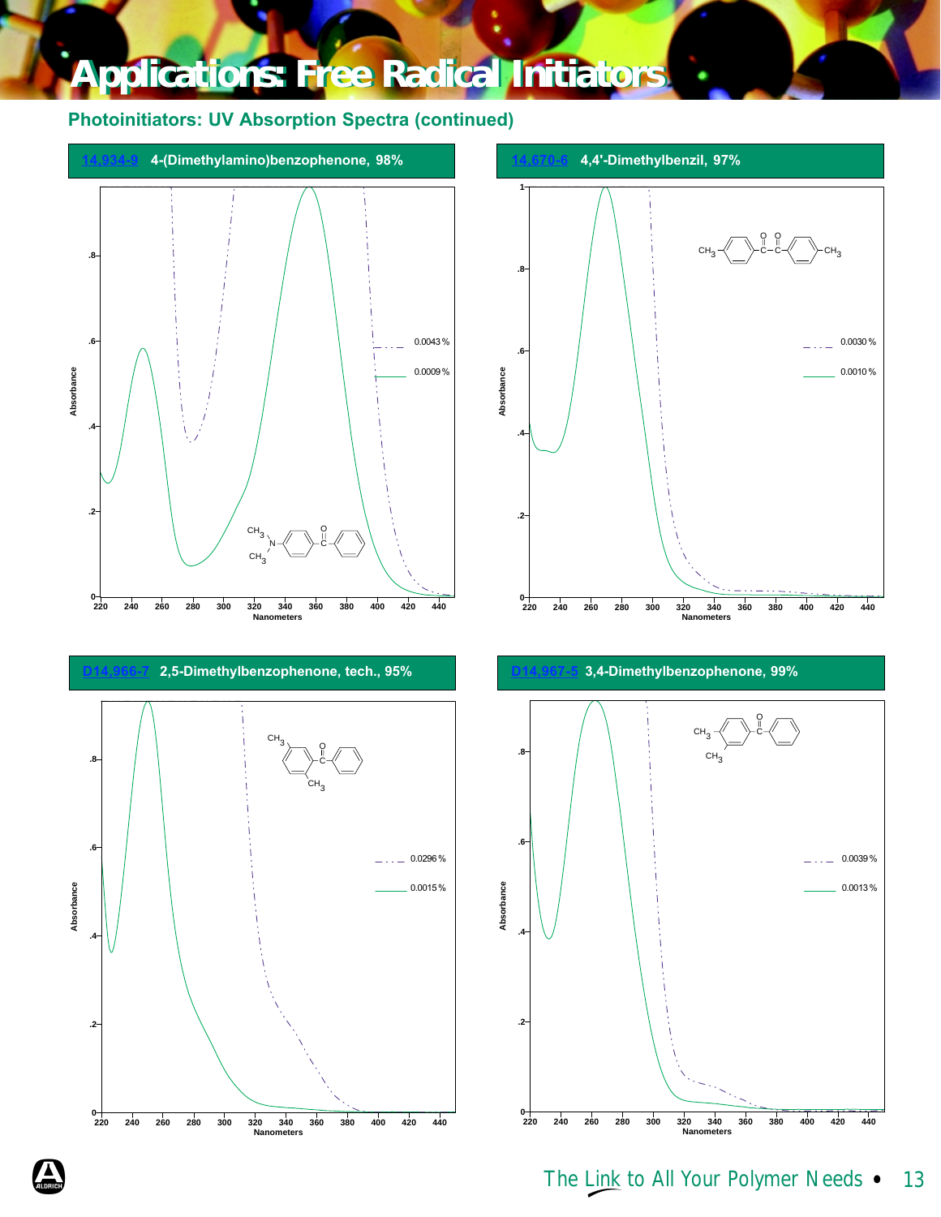# Applications: Free Radical Initiators

## Photoinitiators: UV Absorption Spectra (continued)

### 14,934-9 4-(Dimethylamino)benzophenone, 98%

Absorbance vs. Nanometers (220–440)

- 0.0043 %
- 0.0009 %

### 14,670-6 4,4'-Dimethylbenzil, 97%

Absorbance vs. Nanometers (220–440)

- 0.0030 %
- 0.0010 %

### D14,966-7 2,5-Dimethylbenzophenone, tech., 95%

Absorbance vs. Nanometers (220–440)

- 0.0296 %
- 0.0015 %

### D14,967-5 3,4-Dimethylbenzophenone, 99%

Absorbance vs. Nanometers (220–440)

- 0.0039 %
- 0.0013 %

The Link to All Your Polymer Needs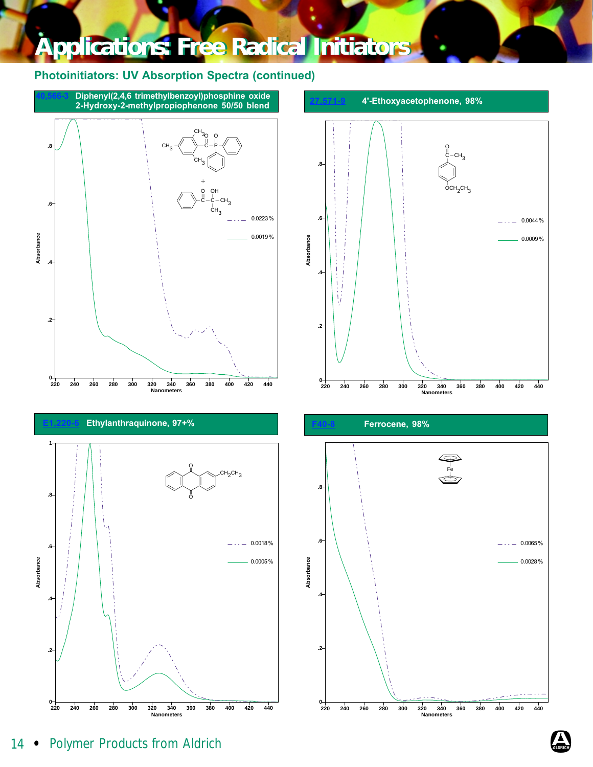# Applications: Free Radical Initiators

## Photoinitiators: UV Absorption Spectra (continued)

### 40,566-3 Diphenyl(2,4,6 trimethylbenzoyl)phosphine oxide 2-Hydroxy-2-methylpropiophenone 50/50 blend

- 0.0223 %
- 0.0019 %

### 27,571-9 4'-Ethoxyacetophenone, 98%

- 0.0044 %
- 0.0009 %

### E1,220-6 Ethylanthraquinone, 97+%

- 0.0018 %
- 0.0005 %

### F40-8 Ferrocene, 98%

- 0.0065 %
- 0.0028 %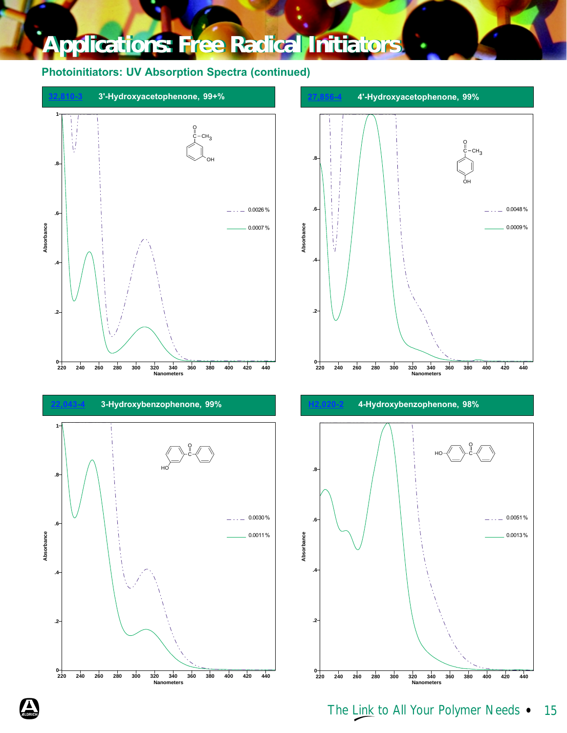# Applications: Free Radical Initiators

## Photoinitiators: UV Absorption Spectra (continued)

### 32,810-3 3'-Hydroxyacetophenone, 99+%

Absorbance vs. Nanometers (220–440)

- 0.0026 % (dash-dot line)
- 0.0007 % (solid line)

### 27,856-4 4'-Hydroxyacetophenone, 99%

Absorbance vs. Nanometers (220–440)

- 0.0048 % (dash-dot line)
- 0.0009 % (solid line)

### 22,043-4 3-Hydroxybenzophenone, 99%

Absorbance vs. Nanometers (220–440)

- 0.0030 % (dash-dot line)
- 0.0011 % (solid line)

### H2,020-2 4-Hydroxybenzophenone, 98%

Absorbance vs. Nanometers (220–440)

- 0.0051 % (dash-dot line)
- 0.0013 % (solid line)

The Link to All Your Polymer Needs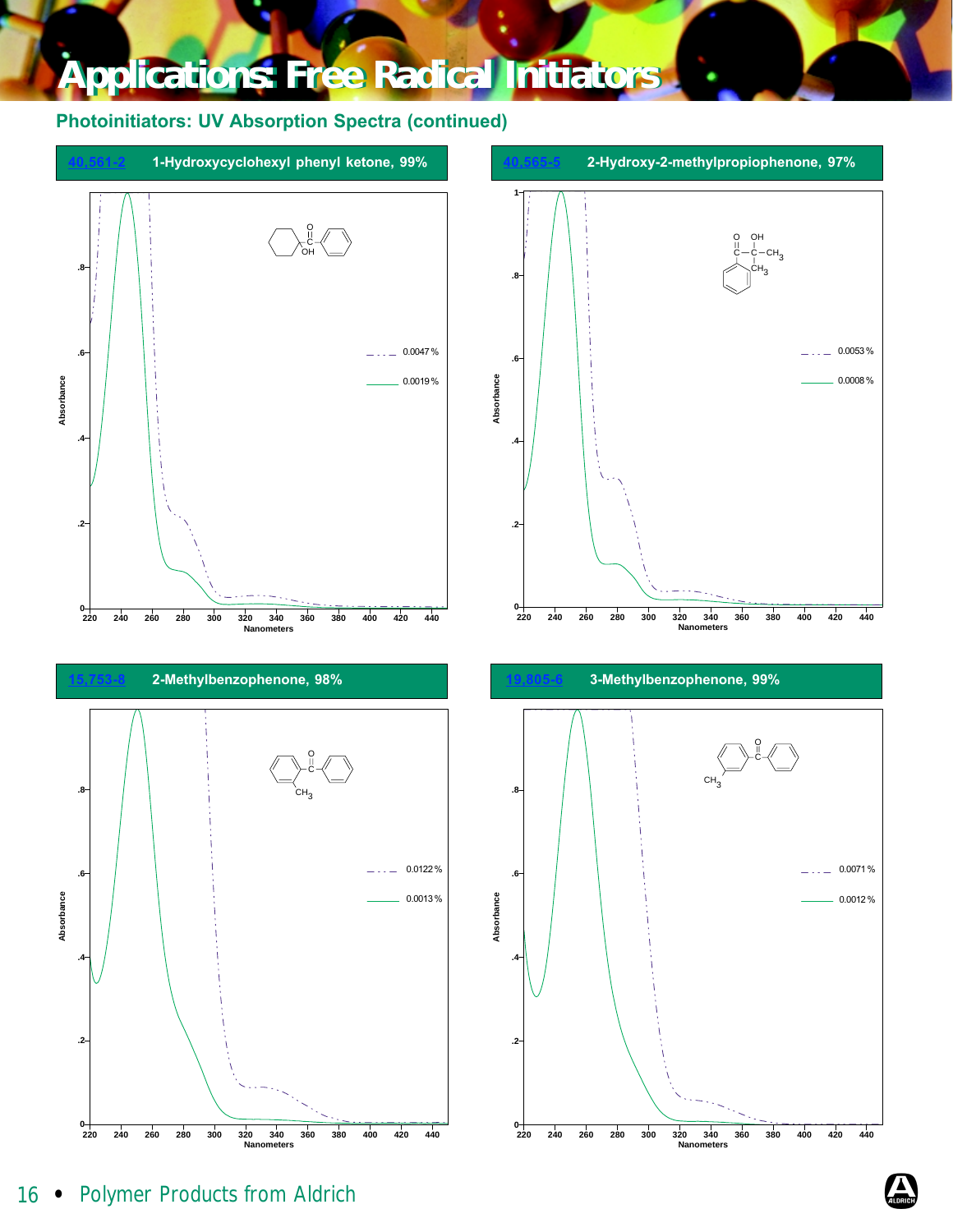# Applications: Free Radical Initiators

## Photoinitiators: UV Absorption Spectra (continued)

### 40,561-2 1-Hydroxycyclohexyl phenyl ketone, 99%

Absorbance vs. Nanometers (220–440)

Legend: 0.0047 % (dash-dot); 0.0019 % (solid)

### 40,565-5 2-Hydroxy-2-methylpropiophenone, 97%

Absorbance vs. Nanometers (220–440)

Legend: 0.0053 % (dash-dot); 0.0008 % (solid)

### 15,753-8 2-Methylbenzophenone, 98%

Absorbance vs. Nanometers (220–440)

Legend: 0.0122 % (dash-dot); 0.0013 % (solid)

### 19,805-6 3-Methylbenzophenone, 99%

Absorbance vs. Nanometers (220–440)

Legend: 0.0071 % (dash-dot); 0.0012 % (solid)

Polymer Products from Aldrich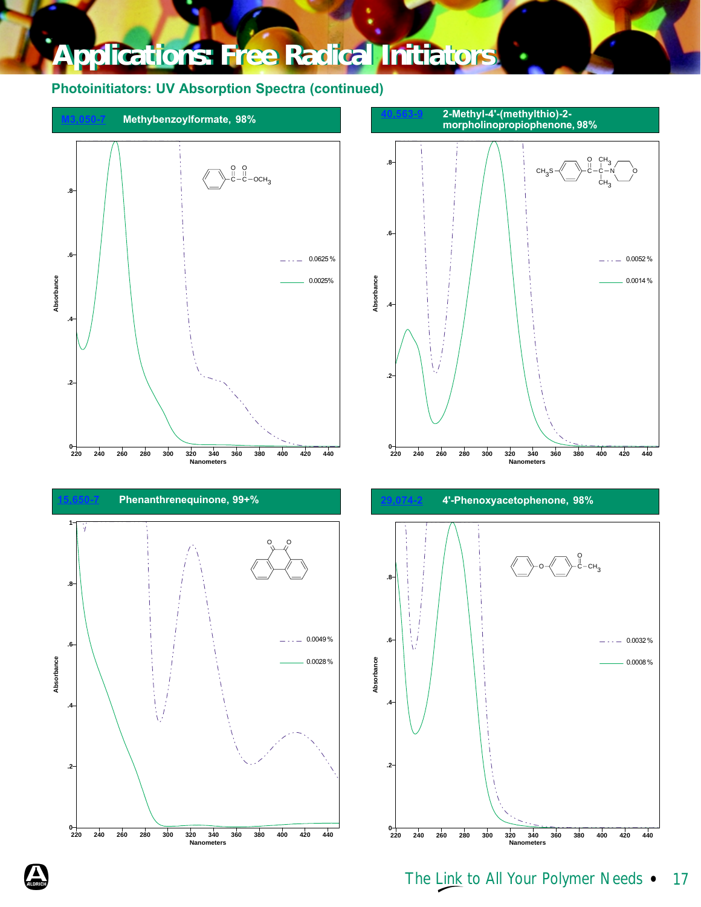# Applications: Free Radical Initiators

## Photoinitiators: UV Absorption Spectra (continued)

### M3,050-7 Methybenzoylformate, 98%

Absorbance vs. Nanometers (220–440)

- 0.0625 %
- 0.0025%

### 40,563-9 2-Methyl-4'-(methylthio)-2-morpholinopropiophenone, 98%

Absorbance vs. Nanometers (220–440)

- 0.0052 %
- 0.0014 %

### 15,650-7 Phenanthrenequinone, 99+%

Absorbance vs. Nanometers (220–440)

- 0.0049 %
- 0.0028 %

### 29,074-2 4'-Phenoxyacetophenone, 98%

Absorbance vs. Nanometers (220–440)

- 0.0032 %
- 0.0008 %

The Link to All Your Polymer Needs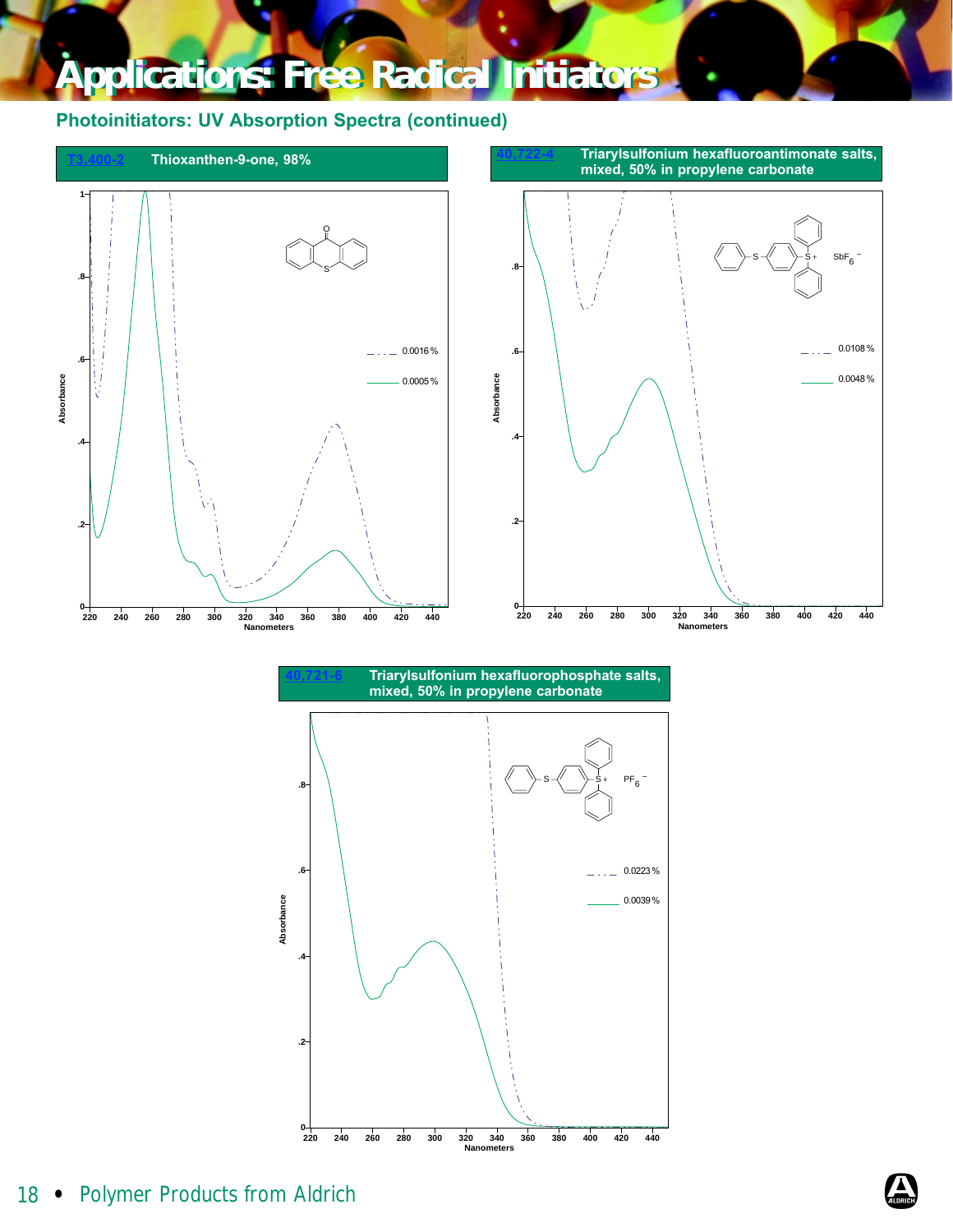# Applications: Free Radical Initiators

## Photoinitiators: UV Absorption Spectra (continued)

### T3,400-2 Thioxanthen-9-one, 98%

Absorbance vs. Nanometers (220–440 nm)

- 0.0016 %
- 0.0005 %

### 40,722-4 Triarylsulfonium hexafluoroantimonate salts, mixed, 50% in propylene carbonate

Absorbance vs. Nanometers (220–440 nm)

- 0.0108 %
- 0.0048 %

### 40,721-6 Triarylsulfonium hexafluorophosphate salts, mixed, 50% in propylene carbonate

Absorbance vs. Nanometers (220–440 nm)

- 0.0223 %
- 0.0039 %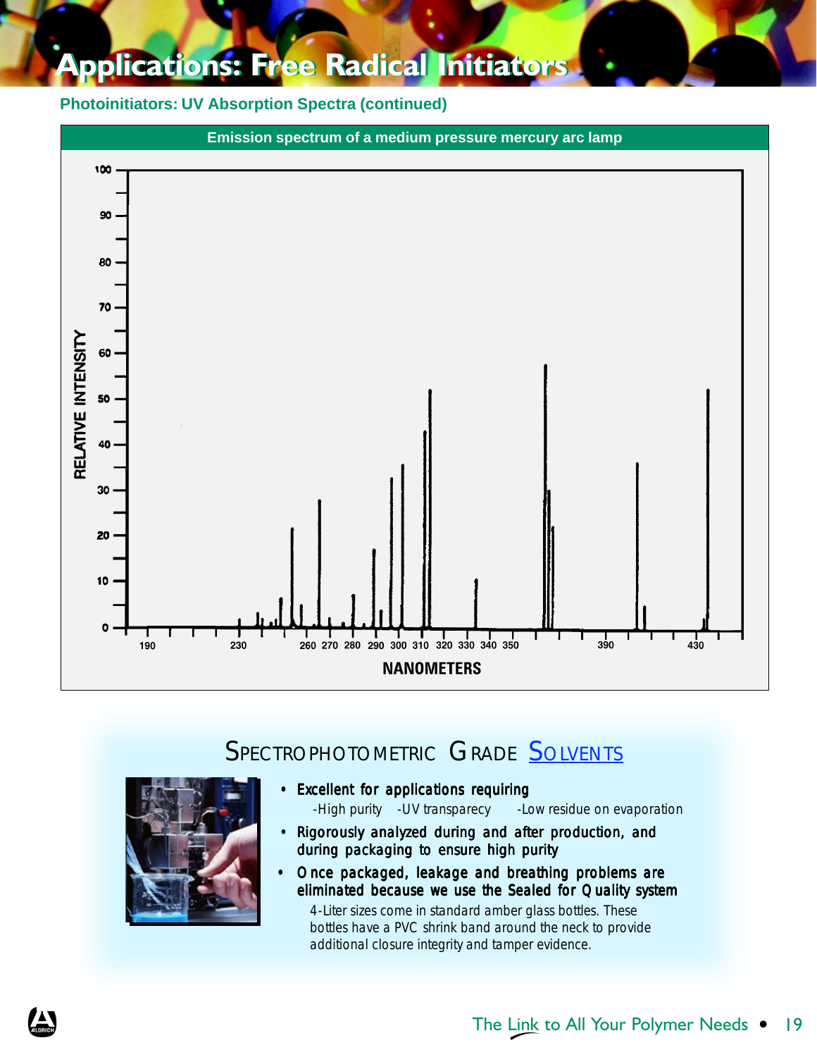# Applications: Free Radical Initiators

## Photoinitiators: UV Absorption Spectra (continued)

**Emission spectrum of a medium pressure mercury arc lamp**

RELATIVE INTENSITY

100
90
80
70
60
50
40
30
20
10
0

190 230 260 270 280 290 300 310 320 330 340 350 390 430

NANOMETERS

## SPECTROPHOTOMETRIC GRADE SOLVENTS

- Excellent for applications requiring
  - -High purity -UV transparecy -Low residue on evaporation
- Rigorously analyzed during and after production, and during packaging to ensure high purity
- Once packaged, leakage and breathing problems are eliminated because we use the Sealed for Quality system

  4-Liter sizes come in standard amber glass bottles. These bottles have a PVC shrink band around the neck to provide additional closure integrity and tamper evidence.